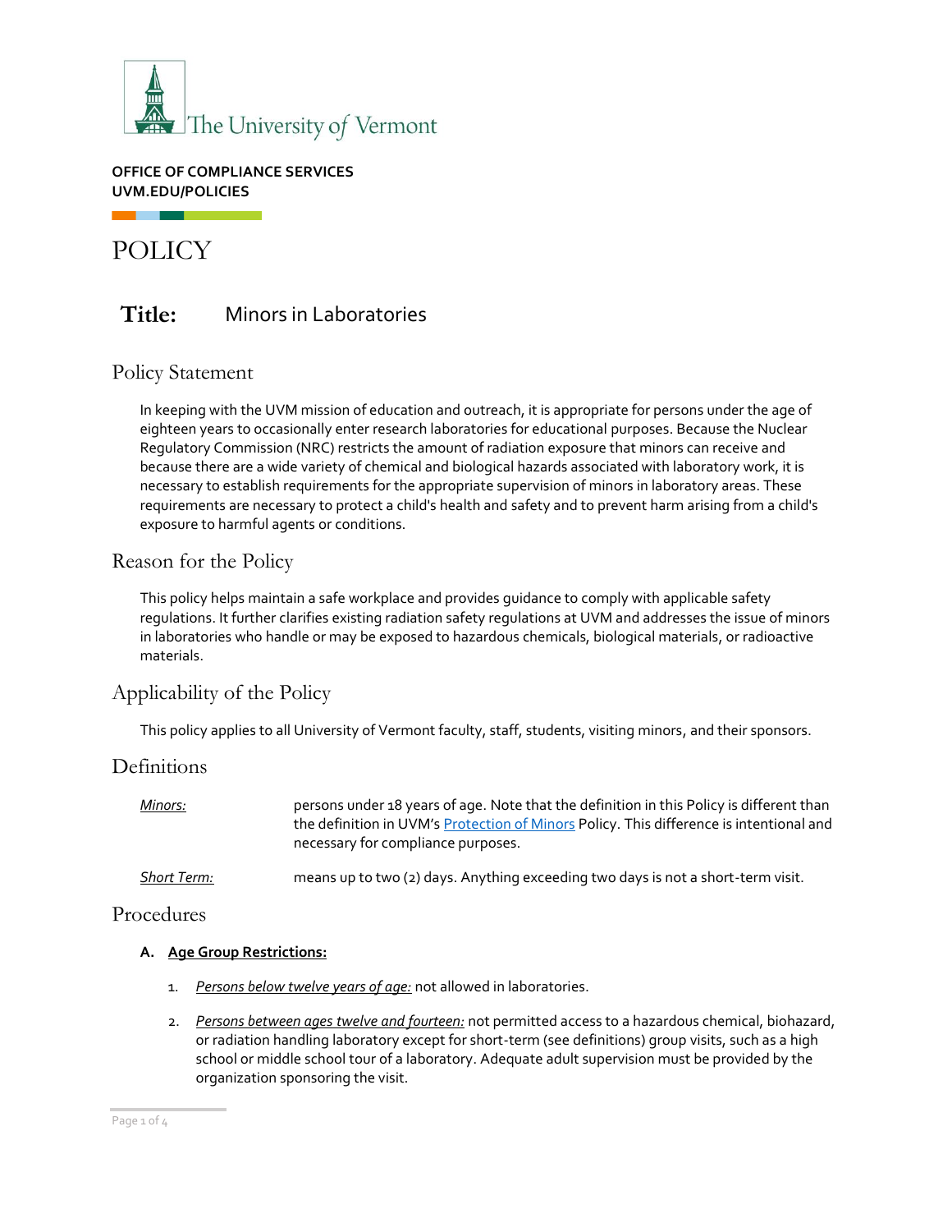The University of Vermont

**OFFICE OF COMPLIANCE SERVICES**
**UVM.EDU/POLICIES**

# POLICY

## Title: Minors in Laboratories

## Policy Statement

In keeping with the UVM mission of education and outreach, it is appropriate for persons under the age of eighteen years to occasionally enter research laboratories for educational purposes. Because the Nuclear Regulatory Commission (NRC) restricts the amount of radiation exposure that minors can receive and because there are a wide variety of chemical and biological hazards associated with laboratory work, it is necessary to establish requirements for the appropriate supervision of minors in laboratory areas. These requirements are necessary to protect a child's health and safety and to prevent harm arising from a child's exposure to harmful agents or conditions.

## Reason for the Policy

This policy helps maintain a safe workplace and provides guidance to comply with applicable safety regulations. It further clarifies existing radiation safety regulations at UVM and addresses the issue of minors in laboratories who handle or may be exposed to hazardous chemicals, biological materials, or radioactive materials.

## Applicability of the Policy

This policy applies to all University of Vermont faculty, staff, students, visiting minors, and their sponsors.

## Definitions

| | |
|---|---|
| *Minors:* | persons under 18 years of age. Note that the definition in this Policy is different than the definition in UVM's Protection of Minors Policy. This difference is intentional and necessary for compliance purposes. |
| *Short Term:* | means up to two (2) days. Anything exceeding two days is not a short-term visit. |

## Procedures

**A. Age Group Restrictions:**

1. *Persons below twelve years of age:* not allowed in laboratories.
2. *Persons between ages twelve and fourteen:* not permitted access to a hazardous chemical, biohazard, or radiation handling laboratory except for short-term (see definitions) group visits, such as a high school or middle school tour of a laboratory. Adequate adult supervision must be provided by the organization sponsoring the visit.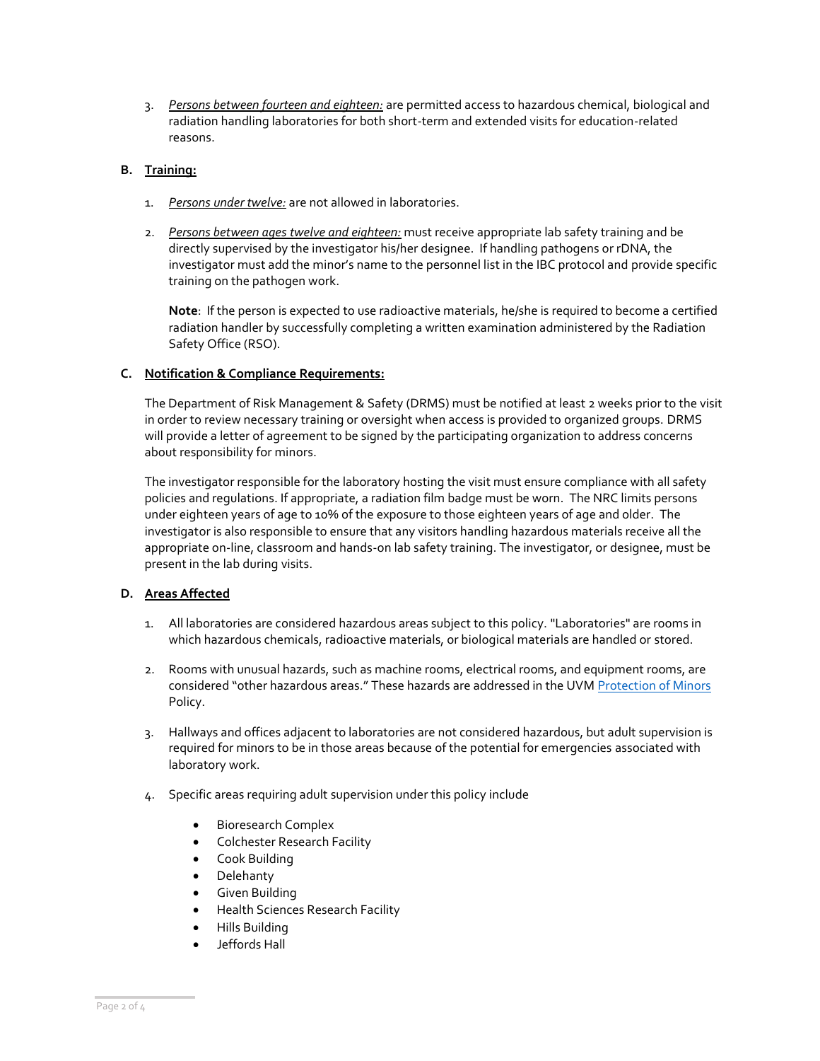3. *Persons between fourteen and eighteen:* are permitted access to hazardous chemical, biological and radiation handling laboratories for both short-term and extended visits for education-related reasons.

**B. Training:**

1. *Persons under twelve:* are not allowed in laboratories.

2. *Persons between ages twelve and eighteen:* must receive appropriate lab safety training and be directly supervised by the investigator his/her designee. If handling pathogens or rDNA, the investigator must add the minor's name to the personnel list in the IBC protocol and provide specific training on the pathogen work.

   **Note**: If the person is expected to use radioactive materials, he/she is required to become a certified radiation handler by successfully completing a written examination administered by the Radiation Safety Office (RSO).

**C. Notification & Compliance Requirements:**

The Department of Risk Management & Safety (DRMS) must be notified at least 2 weeks prior to the visit in order to review necessary training or oversight when access is provided to organized groups. DRMS will provide a letter of agreement to be signed by the participating organization to address concerns about responsibility for minors.

The investigator responsible for the laboratory hosting the visit must ensure compliance with all safety policies and regulations. If appropriate, a radiation film badge must be worn. The NRC limits persons under eighteen years of age to 10% of the exposure to those eighteen years of age and older. The investigator is also responsible to ensure that any visitors handling hazardous materials receive all the appropriate on-line, classroom and hands-on lab safety training. The investigator, or designee, must be present in the lab during visits.

**D. Areas Affected**

1. All laboratories are considered hazardous areas subject to this policy. "Laboratories" are rooms in which hazardous chemicals, radioactive materials, or biological materials are handled or stored.

2. Rooms with unusual hazards, such as machine rooms, electrical rooms, and equipment rooms, are considered "other hazardous areas." These hazards are addressed in the UVM Protection of Minors Policy.

3. Hallways and offices adjacent to laboratories are not considered hazardous, but adult supervision is required for minors to be in those areas because of the potential for emergencies associated with laboratory work.

4. Specific areas requiring adult supervision under this policy include

   - Bioresearch Complex
   - Colchester Research Facility
   - Cook Building
   - Delehanty
   - Given Building
   - Health Sciences Research Facility
   - Hills Building
   - Jeffords Hall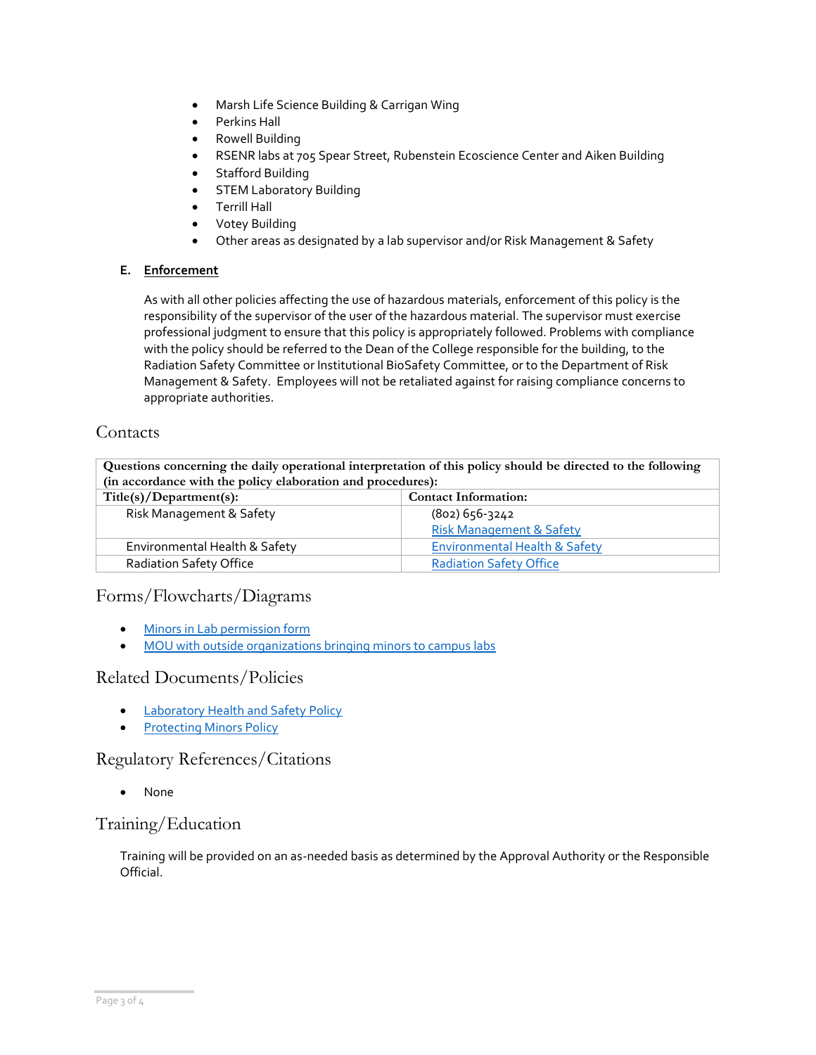- Marsh Life Science Building & Carrigan Wing
- Perkins Hall
- Rowell Building
- RSENR labs at 705 Spear Street, Rubenstein Ecoscience Center and Aiken Building
- Stafford Building
- STEM Laboratory Building
- Terrill Hall
- Votey Building
- Other areas as designated by a lab supervisor and/or Risk Management & Safety

**E. Enforcement**

As with all other policies affecting the use of hazardous materials, enforcement of this policy is the responsibility of the supervisor of the user of the hazardous material. The supervisor must exercise professional judgment to ensure that this policy is appropriately followed. Problems with compliance with the policy should be referred to the Dean of the College responsible for the building, to the Radiation Safety Committee or Institutional BioSafety Committee, or to the Department of Risk Management & Safety. Employees will not be retaliated against for raising compliance concerns to appropriate authorities.

## Contacts

| **Questions concerning the daily operational interpretation of this policy should be directed to the following (in accordance with the policy elaboration and procedures):** | |
|---|---|
| **Title(s)/Department(s):** | **Contact Information:** |
| Risk Management & Safety | (802) 656-3242<br>Risk Management & Safety |
| Environmental Health & Safety | Environmental Health & Safety |
| Radiation Safety Office | Radiation Safety Office |

## Forms/Flowcharts/Diagrams

- Minors in Lab permission form
- MOU with outside organizations bringing minors to campus labs

## Related Documents/Policies

- Laboratory Health and Safety Policy
- Protecting Minors Policy

## Regulatory References/Citations

- None

## Training/Education

Training will be provided on an as-needed basis as determined by the Approval Authority or the Responsible Official.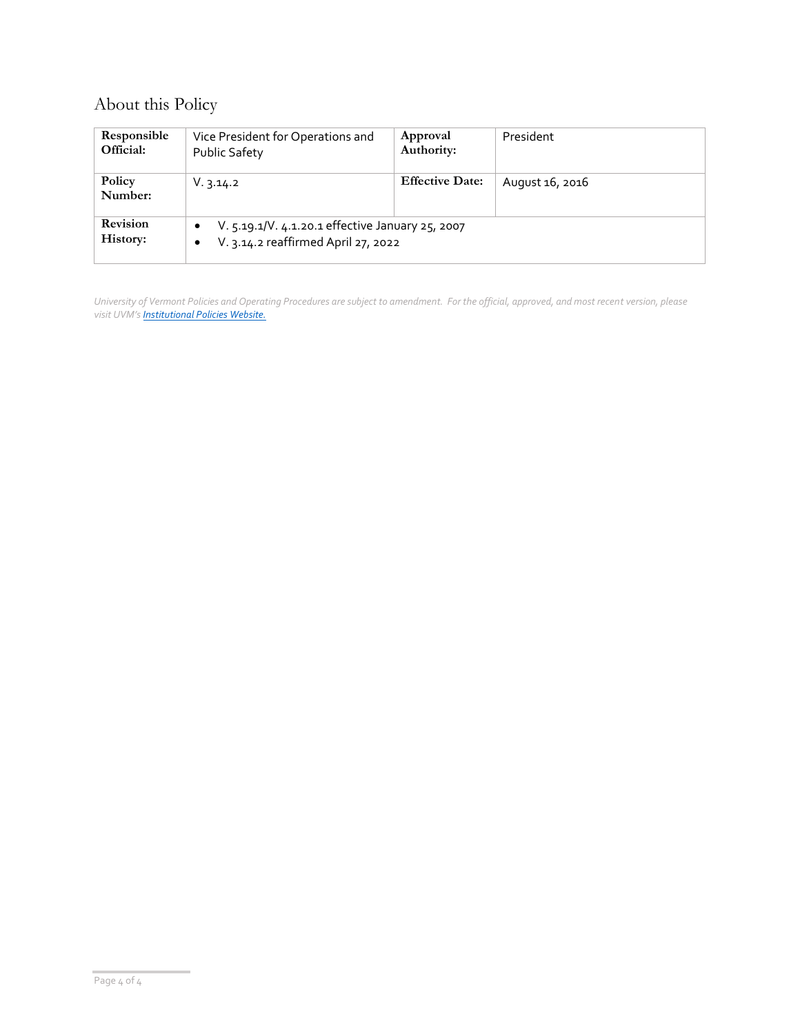## About this Policy

| | | | |
|---|---|---|---|
| **Responsible Official:** | Vice President for Operations and Public Safety | **Approval Authority:** | President |
| **Policy Number:** | V. 3.14.2 | **Effective Date:** | August 16, 2016 |
| **Revision History:** | • V. 5.19.1/V. 4.1.20.1 effective January 25, 2007<br>• V. 3.14.2 reaffirmed April 27, 2022 | | |

*University of Vermont Policies and Operating Procedures are subject to amendment. For the official, approved, and most recent version, please visit UVM's [Institutional Policies Website.](#)*